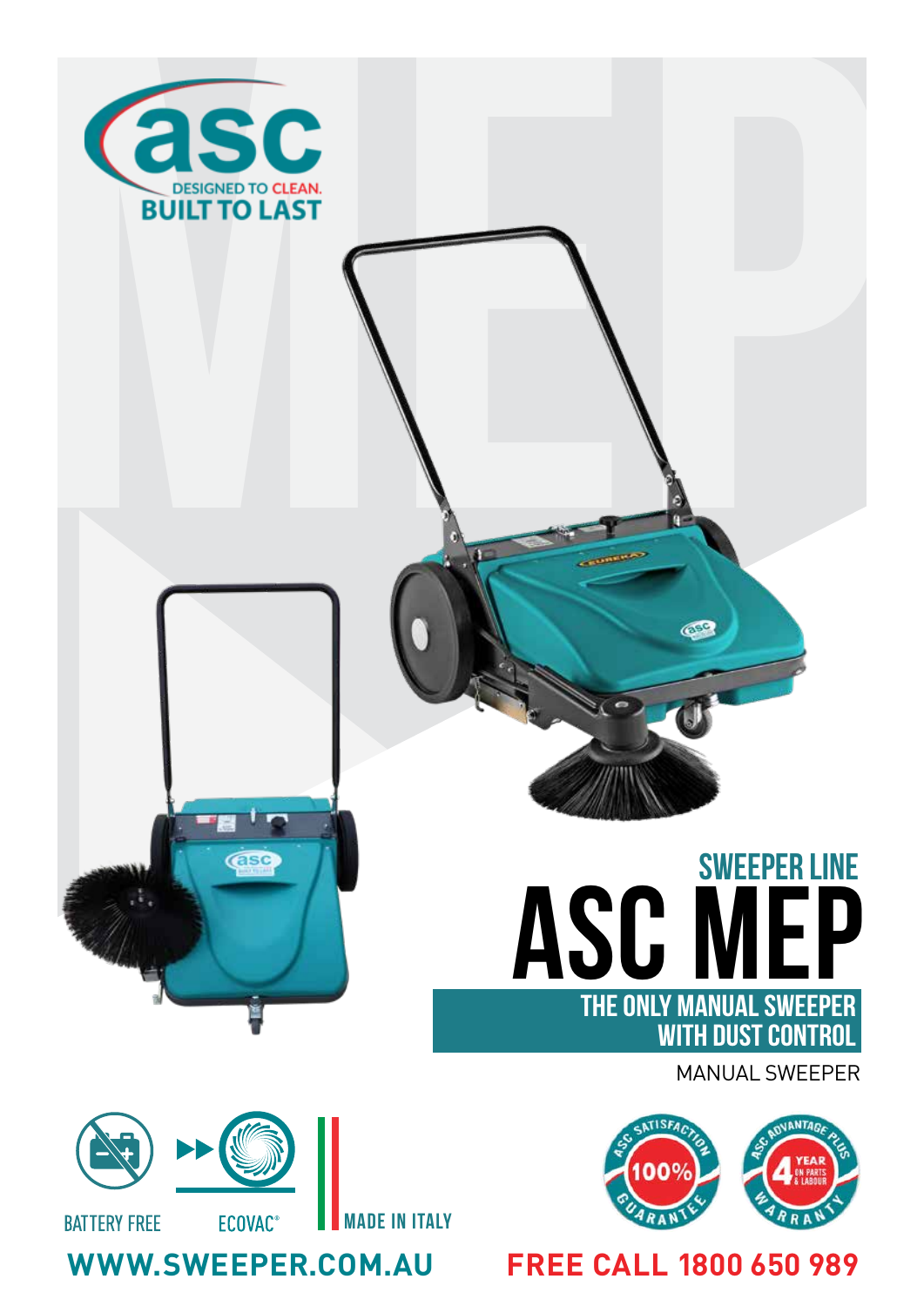asc

DESIGNED TO CLEAN.
BUILT TO LAST

## SWEEPER LINE

# ASC MEP

**THE ONLY MANUAL SWEEPER WITH DUST CONTROL**

MANUAL SWEEPER

BATTERY FREE

ECOVAC®

MADE IN ITALY

ASC SATISFACTION 100% GUARANTEE

ASC ADVANTAGE PLUS 4 YEAR ON PARTS & LABOUR WARRANTY

**WWW.SWEEPER.COM.AU**

**FREE CALL 1800 650 989**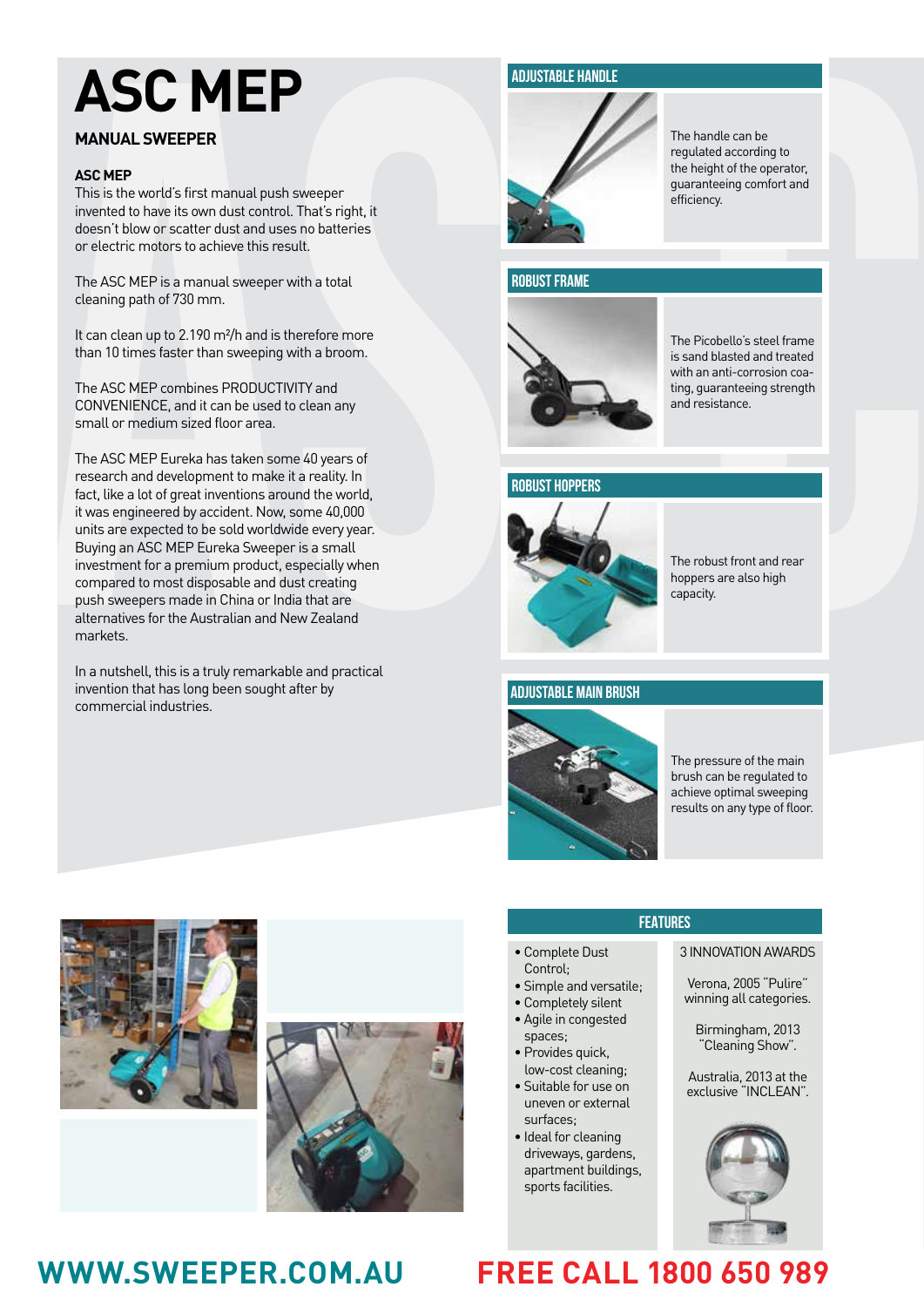# ASC MEP

## MANUAL SWEEPER

**ASC MEP**
This is the world's first manual push sweeper invented to have its own dust control. That's right, it doesn't blow or scatter dust and uses no batteries or electric motors to achieve this result.

The ASC MEP is a manual sweeper with a total cleaning path of 730 mm.

It can clean up to 2.190 m²/h and is therefore more than 10 times faster than sweeping with a broom.

The ASC MEP combines PRODUCTIVITY and CONVENIENCE, and it can be used to clean any small or medium sized floor area.

The ASC MEP Eureka has taken some 40 years of research and development to make it a reality. In fact, like a lot of great inventions around the world, it was engineered by accident. Now, some 40,000 units are expected to be sold worldwide every year. Buying an ASC MEP Eureka Sweeper is a small investment for a premium product, especially when compared to most disposable and dust creating push sweepers made in China or India that are alternatives for the Australian and New Zealand markets.

In a nutshell, this is a truly remarkable and practical invention that has long been sought after by commercial industries.

### ADJUSTABLE HANDLE

The handle can be regulated according to the height of the operator, guaranteeing comfort and efficiency.

### ROBUST FRAME

The Picobello's steel frame is sand blasted and treated with an anti-corrosion coating, guaranteeing strength and resistance.

### ROBUST HOPPERS

The robust front and rear hoppers are also high capacity.

### ADJUSTABLE MAIN BRUSH

The pressure of the main brush can be regulated to achieve optimal sweeping results on any type of floor.

### FEATURES

- Complete Dust Control;
- Simple and versatile;
- Completely silent
- Agile in congested spaces;
- Provides quick, low-cost cleaning;
- Suitable for use on uneven or external surfaces;
- Ideal for cleaning driveways, gardens, apartment buildings, sports facilities.

3 INNOVATION AWARDS

Verona, 2005 "Pulire" winning all categories.

Birmingham, 2013 "Cleaning Show".

Australia, 2013 at the exclusive "INCLEAN".

**WWW.SWEEPER.COM.AU** **FREE CALL 1800 650 989**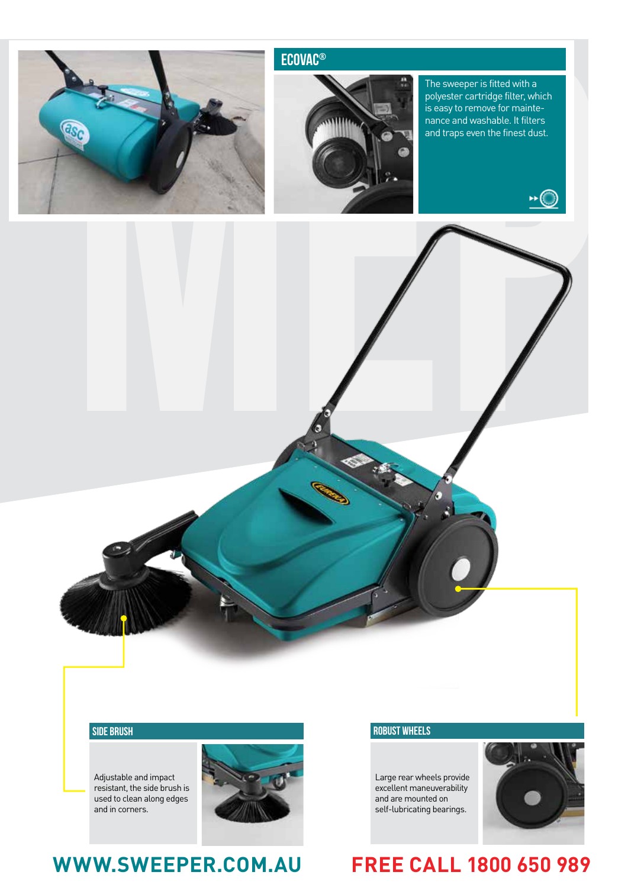## ECOVAC®

The sweeper is fitted with a polyester cartridge filter, which is easy to remove for maintenance and washable. It filters and traps even the finest dust.

## SIDE BRUSH

Adjustable and impact resistant, the side brush is used to clean along edges and in corners.

## ROBUST WHEELS

Large rear wheels provide excellent maneuverability and are mounted on self-lubricating bearings.

**WWW.SWEEPER.COM.AU** **FREE CALL 1800 650 989**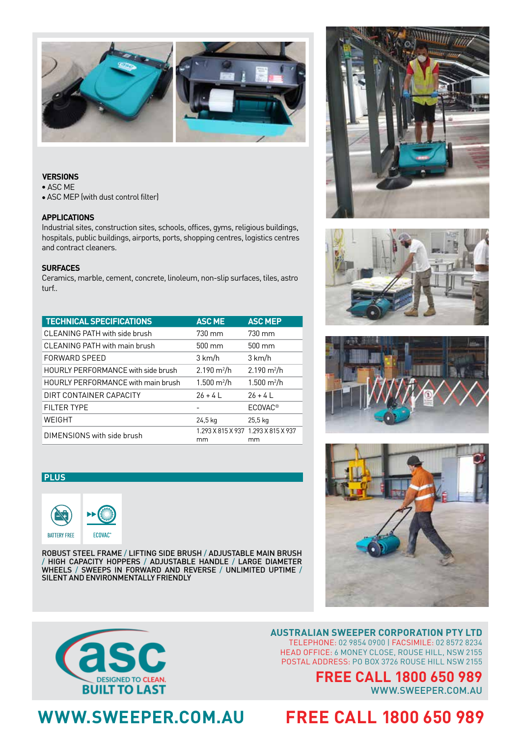**VERSIONS**

- ASC ME
- ASC MEP (with dust control filter)

**APPLICATIONS**

Industrial sites, construction sites, schools, offices, gyms, religious buildings, hospitals, public buildings, airports, ports, shopping centres, logistics centres and contract cleaners.

**SURFACES**

Ceramics, marble, cement, concrete, linoleum, non-slip surfaces, tiles, astro turf..

| TECHNICAL SPECIFICATIONS | ASC ME | ASC MEP |
|---|---|---|
| CLEANING PATH with side brush | 730 mm | 730 mm |
| CLEANING PATH with main brush | 500 mm | 500 mm |
| FORWARD SPEED | 3 km/h | 3 km/h |
| HOURLY PERFORMANCE with side brush | 2.190 m²/h | 2.190 m²/h |
| HOURLY PERFORMANCE with main brush | 1.500 m²/h | 1.500 m²/h |
| DIRT CONTAINER CAPACITY | 26 + 4 L | 26 + 4 L |
| FILTER TYPE | - | ECOVAC® |
| WEIGHT | 24,5 kg | 25,5 kg |
| DIMENSIONS with side brush | 1.293 X 815 X 937 mm | 1.293 X 815 X 937 mm |

**PLUS**

BATTERY FREE

ECOVAC®

ROBUST STEEL FRAME / LIFTING SIDE BRUSH / ADJUSTABLE MAIN BRUSH / HIGH CAPACITY HOPPERS / ADJUSTABLE HANDLE / LARGE DIAMETER WHEELS / SWEEPS IN FORWARD AND REVERSE / UNLIMITED UPTIME / SILENT AND ENVIRONMENTALLY FRIENDLY

asc DESIGNED TO CLEAN. BUILT TO LAST

**AUSTRALIAN SWEEPER CORPORATION PTY LTD**

TELEPHONE: 02 9854 0900 | FACSIMILE: 02 8572 8234

HEAD OFFICE: 6 MONEY CLOSE, ROUSE HILL, NSW 2155

POSTAL ADDRESS: PO BOX 3726 ROUSE HILL NSW 2155

**FREE CALL 1800 650 989**

WWW.SWEEPER.COM.AU

**WWW.SWEEPER.COM.AU** **FREE CALL 1800 650 989**